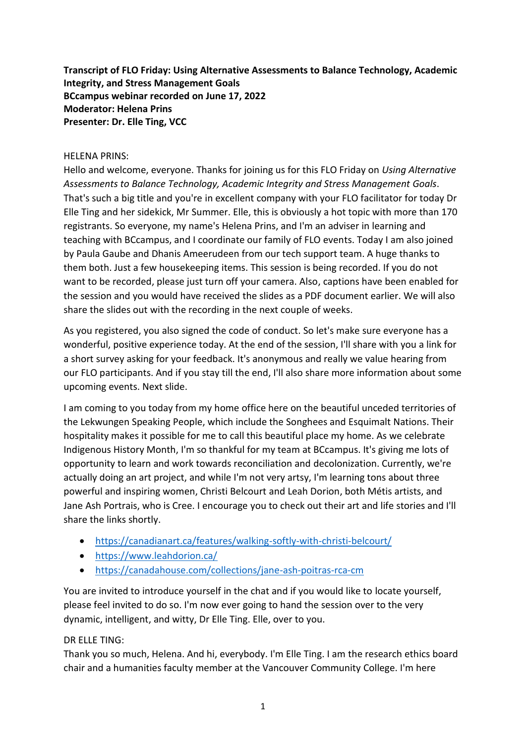**Transcript of FLO Friday: Using Alternative Assessments to Balance Technology, Academic Integrity, and Stress Management Goals**
**BCcampus webinar recorded on June 17, 2022**
**Moderator: Helena Prins**
**Presenter: Dr. Elle Ting, VCC**

HELENA PRINS:
Hello and welcome, everyone. Thanks for joining us for this FLO Friday on *Using Alternative Assessments to Balance Technology, Academic Integrity and Stress Management Goals*. That's such a big title and you're in excellent company with your FLO facilitator for today Dr Elle Ting and her sidekick, Mr Summer. Elle, this is obviously a hot topic with more than 170 registrants. So everyone, my name's Helena Prins, and I'm an adviser in learning and teaching with BCcampus, and I coordinate our family of FLO events. Today I am also joined by Paula Gaube and Dhanis Ameerudeen from our tech support team. A huge thanks to them both. Just a few housekeeping items. This session is being recorded. If you do not want to be recorded, please just turn off your camera. Also, captions have been enabled for the session and you would have received the slides as a PDF document earlier. We will also share the slides out with the recording in the next couple of weeks.

As you registered, you also signed the code of conduct. So let's make sure everyone has a wonderful, positive experience today. At the end of the session, I'll share with you a link for a short survey asking for your feedback. It's anonymous and really we value hearing from our FLO participants. And if you stay till the end, I'll also share more information about some upcoming events. Next slide.

I am coming to you today from my home office here on the beautiful unceded territories of the Lekwungen Speaking People, which include the Songhees and Esquimalt Nations. Their hospitality makes it possible for me to call this beautiful place my home. As we celebrate Indigenous History Month, I'm so thankful for my team at BCcampus. It's giving me lots of opportunity to learn and work towards reconciliation and decolonization. Currently, we're actually doing an art project, and while I'm not very artsy, I'm learning tons about three powerful and inspiring women, Christi Belcourt and Leah Dorion, both Métis artists, and Jane Ash Portrais, who is Cree. I encourage you to check out their art and life stories and I'll share the links shortly.

- https://canadianart.ca/features/walking-softly-with-christi-belcourt/
- https://www.leahdorion.ca/
- https://canadahouse.com/collections/jane-ash-poitras-rca-cm

You are invited to introduce yourself in the chat and if you would like to locate yourself, please feel invited to do so. I'm now ever going to hand the session over to the very dynamic, intelligent, and witty, Dr Elle Ting. Elle, over to you.

DR ELLE TING:
Thank you so much, Helena. And hi, everybody. I'm Elle Ting. I am the research ethics board chair and a humanities faculty member at the Vancouver Community College. I'm here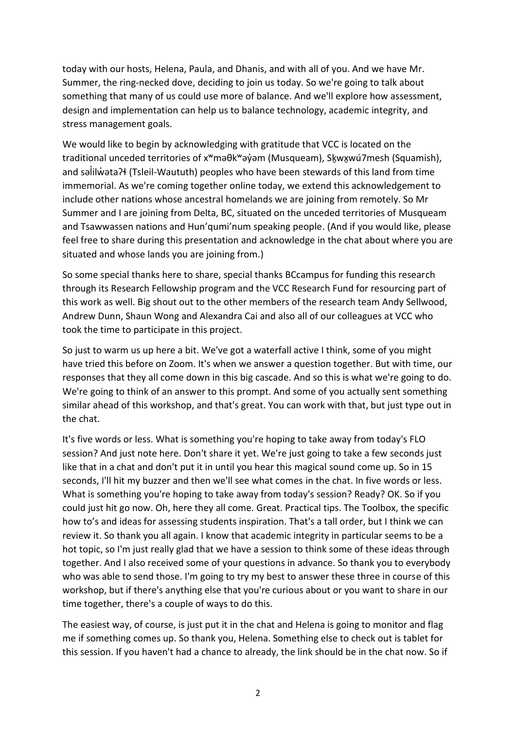today with our hosts, Helena, Paula, and Dhanis, and with all of you. And we have Mr. Summer, the ring-necked dove, deciding to join us today. So we're going to talk about something that many of us could use more of balance. And we'll explore how assessment, design and implementation can help us to balance technology, academic integrity, and stress management goals.

We would like to begin by acknowledging with gratitude that VCC is located on the traditional unceded territories of xʷməθkʷəy̓əm (Musqueam), Sḵwx̱wú7mesh (Squamish), and səl̓ílwətaʔɬ (Tsleil-Waututh) peoples who have been stewards of this land from time immemorial. As we're coming together online today, we extend this acknowledgement to include other nations whose ancestral homelands we are joining from remotely. So Mr Summer and I are joining from Delta, BC, situated on the unceded territories of Musqueam and Tsawwassen nations and Hun'qumi'num speaking people. (And if you would like, please feel free to share during this presentation and acknowledge in the chat about where you are situated and whose lands you are joining from.)

So some special thanks here to share, special thanks BCcampus for funding this research through its Research Fellowship program and the VCC Research Fund for resourcing part of this work as well. Big shout out to the other members of the research team Andy Sellwood, Andrew Dunn, Shaun Wong and Alexandra Cai and also all of our colleagues at VCC who took the time to participate in this project.

So just to warm us up here a bit. We've got a waterfall active I think, some of you might have tried this before on Zoom. It's when we answer a question together. But with time, our responses that they all come down in this big cascade. And so this is what we're going to do. We're going to think of an answer to this prompt. And some of you actually sent something similar ahead of this workshop, and that's great. You can work with that, but just type out in the chat.

It's five words or less. What is something you're hoping to take away from today's FLO session? And just note here. Don't share it yet. We're just going to take a few seconds just like that in a chat and don't put it in until you hear this magical sound come up. So in 15 seconds, I'll hit my buzzer and then we'll see what comes in the chat. In five words or less. What is something you're hoping to take away from today's session? Ready? OK. So if you could just hit go now. Oh, here they all come. Great. Practical tips. The Toolbox, the specific how to's and ideas for assessing students inspiration. That's a tall order, but I think we can review it. So thank you all again. I know that academic integrity in particular seems to be a hot topic, so I'm just really glad that we have a session to think some of these ideas through together. And I also received some of your questions in advance. So thank you to everybody who was able to send those. I'm going to try my best to answer these three in course of this workshop, but if there's anything else that you're curious about or you want to share in our time together, there's a couple of ways to do this.

The easiest way, of course, is just put it in the chat and Helena is going to monitor and flag me if something comes up. So thank you, Helena. Something else to check out is tablet for this session. If you haven't had a chance to already, the link should be in the chat now. So if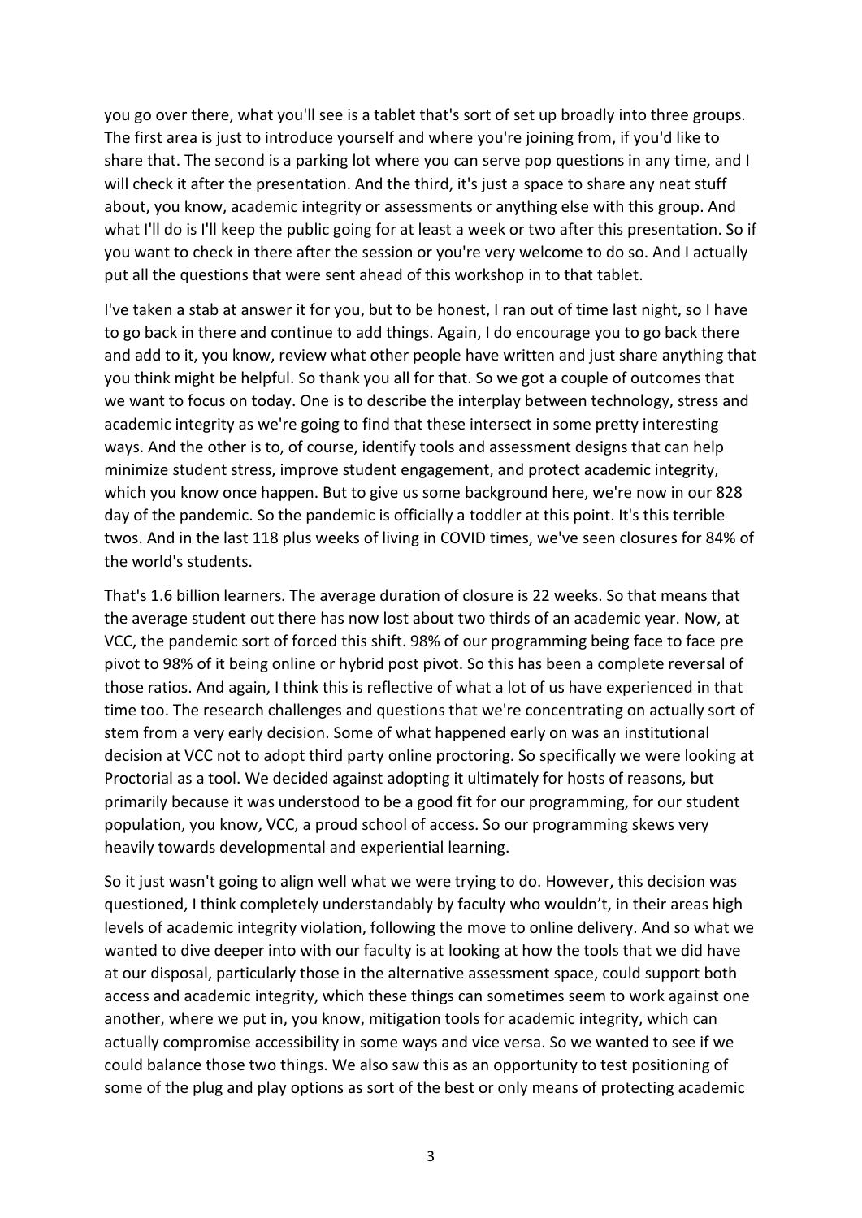you go over there, what you'll see is a tablet that's sort of set up broadly into three groups. The first area is just to introduce yourself and where you're joining from, if you'd like to share that. The second is a parking lot where you can serve pop questions in any time, and I will check it after the presentation. And the third, it's just a space to share any neat stuff about, you know, academic integrity or assessments or anything else with this group. And what I'll do is I'll keep the public going for at least a week or two after this presentation. So if you want to check in there after the session or you're very welcome to do so. And I actually put all the questions that were sent ahead of this workshop in to that tablet.

I've taken a stab at answer it for you, but to be honest, I ran out of time last night, so I have to go back in there and continue to add things. Again, I do encourage you to go back there and add to it, you know, review what other people have written and just share anything that you think might be helpful. So thank you all for that. So we got a couple of outcomes that we want to focus on today. One is to describe the interplay between technology, stress and academic integrity as we're going to find that these intersect in some pretty interesting ways. And the other is to, of course, identify tools and assessment designs that can help minimize student stress, improve student engagement, and protect academic integrity, which you know once happen. But to give us some background here, we're now in our 828 day of the pandemic. So the pandemic is officially a toddler at this point. It's this terrible twos. And in the last 118 plus weeks of living in COVID times, we've seen closures for 84% of the world's students.

That's 1.6 billion learners. The average duration of closure is 22 weeks. So that means that the average student out there has now lost about two thirds of an academic year. Now, at VCC, the pandemic sort of forced this shift. 98% of our programming being face to face pre pivot to 98% of it being online or hybrid post pivot. So this has been a complete reversal of those ratios. And again, I think this is reflective of what a lot of us have experienced in that time too. The research challenges and questions that we're concentrating on actually sort of stem from a very early decision. Some of what happened early on was an institutional decision at VCC not to adopt third party online proctoring. So specifically we were looking at Proctorial as a tool. We decided against adopting it ultimately for hosts of reasons, but primarily because it was understood to be a good fit for our programming, for our student population, you know, VCC, a proud school of access. So our programming skews very heavily towards developmental and experiential learning.

So it just wasn't going to align well what we were trying to do. However, this decision was questioned, I think completely understandably by faculty who wouldn't, in their areas high levels of academic integrity violation, following the move to online delivery. And so what we wanted to dive deeper into with our faculty is at looking at how the tools that we did have at our disposal, particularly those in the alternative assessment space, could support both access and academic integrity, which these things can sometimes seem to work against one another, where we put in, you know, mitigation tools for academic integrity, which can actually compromise accessibility in some ways and vice versa. So we wanted to see if we could balance those two things. We also saw this as an opportunity to test positioning of some of the plug and play options as sort of the best or only means of protecting academic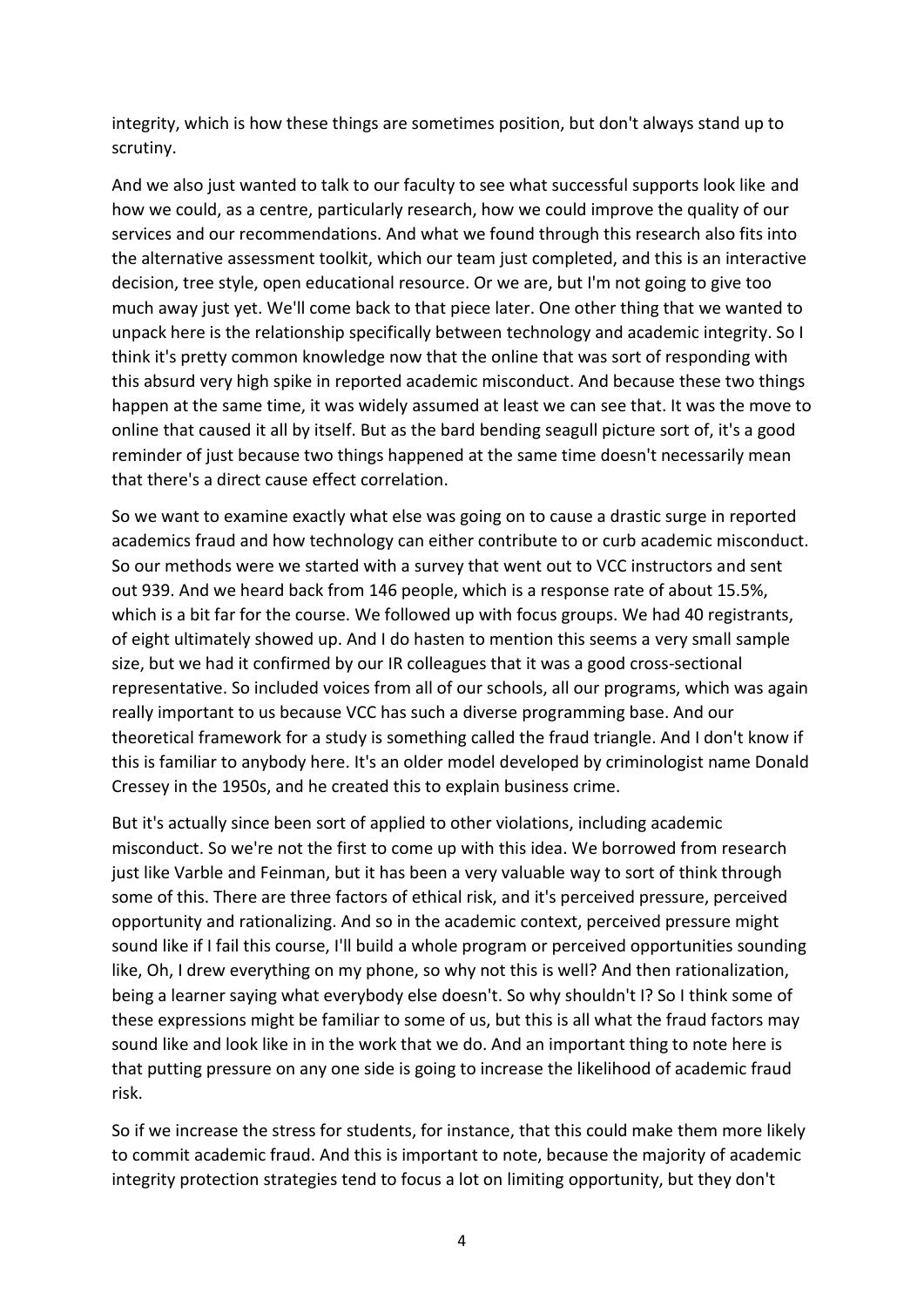integrity, which is how these things are sometimes position, but don't always stand up to scrutiny.

And we also just wanted to talk to our faculty to see what successful supports look like and how we could, as a centre, particularly research, how we could improve the quality of our services and our recommendations. And what we found through this research also fits into the alternative assessment toolkit, which our team just completed, and this is an interactive decision, tree style, open educational resource. Or we are, but I'm not going to give too much away just yet. We'll come back to that piece later. One other thing that we wanted to unpack here is the relationship specifically between technology and academic integrity. So I think it's pretty common knowledge now that the online that was sort of responding with this absurd very high spike in reported academic misconduct. And because these two things happen at the same time, it was widely assumed at least we can see that. It was the move to online that caused it all by itself. But as the bard bending seagull picture sort of, it's a good reminder of just because two things happened at the same time doesn't necessarily mean that there's a direct cause effect correlation.

So we want to examine exactly what else was going on to cause a drastic surge in reported academics fraud and how technology can either contribute to or curb academic misconduct. So our methods were we started with a survey that went out to VCC instructors and sent out 939. And we heard back from 146 people, which is a response rate of about 15.5%, which is a bit far for the course. We followed up with focus groups. We had 40 registrants, of eight ultimately showed up. And I do hasten to mention this seems a very small sample size, but we had it confirmed by our IR colleagues that it was a good cross-sectional representative. So included voices from all of our schools, all our programs, which was again really important to us because VCC has such a diverse programming base. And our theoretical framework for a study is something called the fraud triangle. And I don't know if this is familiar to anybody here. It's an older model developed by criminologist name Donald Cressey in the 1950s, and he created this to explain business crime.

But it's actually since been sort of applied to other violations, including academic misconduct. So we're not the first to come up with this idea. We borrowed from research just like Varble and Feinman, but it has been a very valuable way to sort of think through some of this. There are three factors of ethical risk, and it's perceived pressure, perceived opportunity and rationalizing. And so in the academic context, perceived pressure might sound like if I fail this course, I'll build a whole program or perceived opportunities sounding like, Oh, I drew everything on my phone, so why not this is well? And then rationalization, being a learner saying what everybody else doesn't. So why shouldn't I? So I think some of these expressions might be familiar to some of us, but this is all what the fraud factors may sound like and look like in in the work that we do. And an important thing to note here is that putting pressure on any one side is going to increase the likelihood of academic fraud risk.

So if we increase the stress for students, for instance, that this could make them more likely to commit academic fraud. And this is important to note, because the majority of academic integrity protection strategies tend to focus a lot on limiting opportunity, but they don't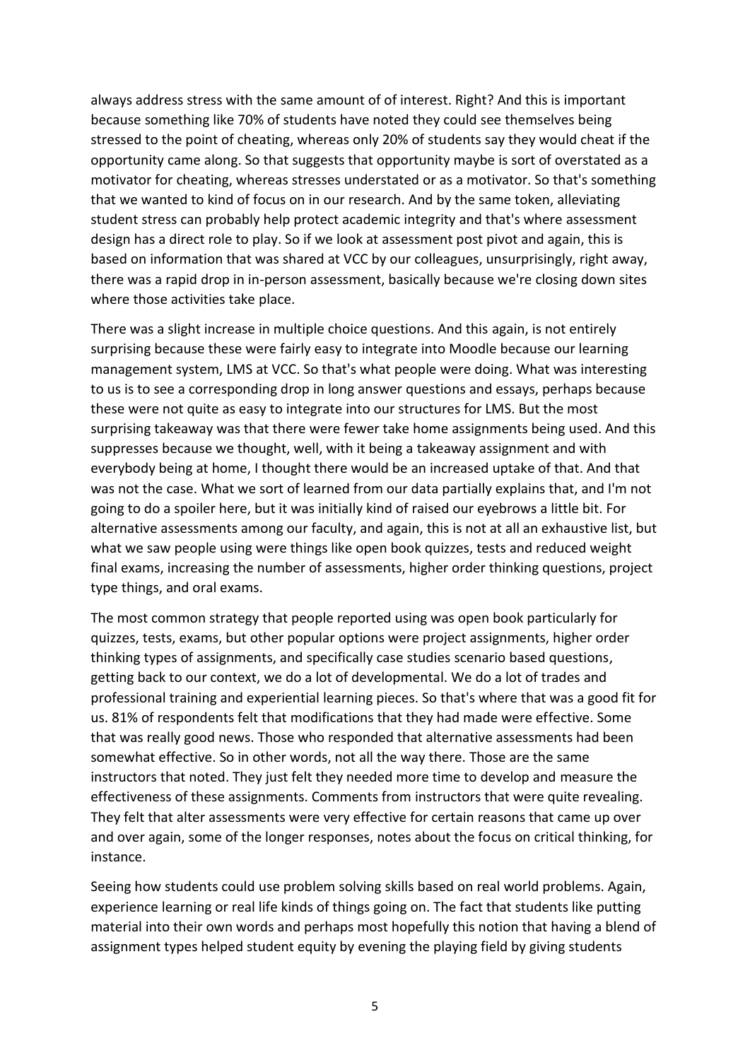always address stress with the same amount of of interest. Right? And this is important because something like 70% of students have noted they could see themselves being stressed to the point of cheating, whereas only 20% of students say they would cheat if the opportunity came along. So that suggests that opportunity maybe is sort of overstated as a motivator for cheating, whereas stresses understated or as a motivator. So that's something that we wanted to kind of focus on in our research. And by the same token, alleviating student stress can probably help protect academic integrity and that's where assessment design has a direct role to play. So if we look at assessment post pivot and again, this is based on information that was shared at VCC by our colleagues, unsurprisingly, right away, there was a rapid drop in in-person assessment, basically because we're closing down sites where those activities take place.

There was a slight increase in multiple choice questions. And this again, is not entirely surprising because these were fairly easy to integrate into Moodle because our learning management system, LMS at VCC. So that's what people were doing. What was interesting to us is to see a corresponding drop in long answer questions and essays, perhaps because these were not quite as easy to integrate into our structures for LMS. But the most surprising takeaway was that there were fewer take home assignments being used. And this suppresses because we thought, well, with it being a takeaway assignment and with everybody being at home, I thought there would be an increased uptake of that. And that was not the case. What we sort of learned from our data partially explains that, and I'm not going to do a spoiler here, but it was initially kind of raised our eyebrows a little bit. For alternative assessments among our faculty, and again, this is not at all an exhaustive list, but what we saw people using were things like open book quizzes, tests and reduced weight final exams, increasing the number of assessments, higher order thinking questions, project type things, and oral exams.

The most common strategy that people reported using was open book particularly for quizzes, tests, exams, but other popular options were project assignments, higher order thinking types of assignments, and specifically case studies scenario based questions, getting back to our context, we do a lot of developmental. We do a lot of trades and professional training and experiential learning pieces. So that's where that was a good fit for us. 81% of respondents felt that modifications that they had made were effective. Some that was really good news. Those who responded that alternative assessments had been somewhat effective. So in other words, not all the way there. Those are the same instructors that noted. They just felt they needed more time to develop and measure the effectiveness of these assignments. Comments from instructors that were quite revealing. They felt that alter assessments were very effective for certain reasons that came up over and over again, some of the longer responses, notes about the focus on critical thinking, for instance.

Seeing how students could use problem solving skills based on real world problems. Again, experience learning or real life kinds of things going on. The fact that students like putting material into their own words and perhaps most hopefully this notion that having a blend of assignment types helped student equity by evening the playing field by giving students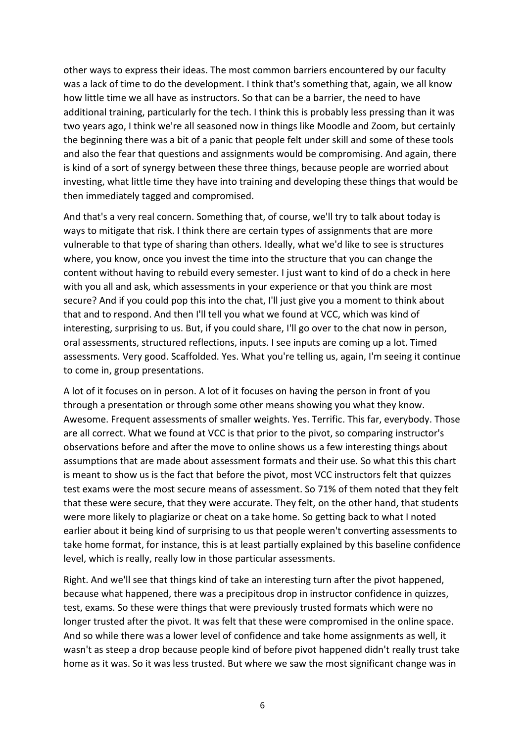other ways to express their ideas. The most common barriers encountered by our faculty was a lack of time to do the development. I think that's something that, again, we all know how little time we all have as instructors. So that can be a barrier, the need to have additional training, particularly for the tech. I think this is probably less pressing than it was two years ago, I think we're all seasoned now in things like Moodle and Zoom, but certainly the beginning there was a bit of a panic that people felt under skill and some of these tools and also the fear that questions and assignments would be compromising. And again, there is kind of a sort of synergy between these three things, because people are worried about investing, what little time they have into training and developing these things that would be then immediately tagged and compromised.

And that's a very real concern. Something that, of course, we'll try to talk about today is ways to mitigate that risk. I think there are certain types of assignments that are more vulnerable to that type of sharing than others. Ideally, what we'd like to see is structures where, you know, once you invest the time into the structure that you can change the content without having to rebuild every semester. I just want to kind of do a check in here with you all and ask, which assessments in your experience or that you think are most secure? And if you could pop this into the chat, I'll just give you a moment to think about that and to respond. And then I'll tell you what we found at VCC, which was kind of interesting, surprising to us. But, if you could share, I'll go over to the chat now in person, oral assessments, structured reflections, inputs. I see inputs are coming up a lot. Timed assessments. Very good. Scaffolded. Yes. What you're telling us, again, I'm seeing it continue to come in, group presentations.

A lot of it focuses on in person. A lot of it focuses on having the person in front of you through a presentation or through some other means showing you what they know. Awesome. Frequent assessments of smaller weights. Yes. Terrific. This far, everybody. Those are all correct. What we found at VCC is that prior to the pivot, so comparing instructor's observations before and after the move to online shows us a few interesting things about assumptions that are made about assessment formats and their use. So what this this chart is meant to show us is the fact that before the pivot, most VCC instructors felt that quizzes test exams were the most secure means of assessment. So 71% of them noted that they felt that these were secure, that they were accurate. They felt, on the other hand, that students were more likely to plagiarize or cheat on a take home. So getting back to what I noted earlier about it being kind of surprising to us that people weren't converting assessments to take home format, for instance, this is at least partially explained by this baseline confidence level, which is really, really low in those particular assessments.

Right. And we'll see that things kind of take an interesting turn after the pivot happened, because what happened, there was a precipitous drop in instructor confidence in quizzes, test, exams. So these were things that were previously trusted formats which were no longer trusted after the pivot. It was felt that these were compromised in the online space. And so while there was a lower level of confidence and take home assignments as well, it wasn't as steep a drop because people kind of before pivot happened didn't really trust take home as it was. So it was less trusted. But where we saw the most significant change was in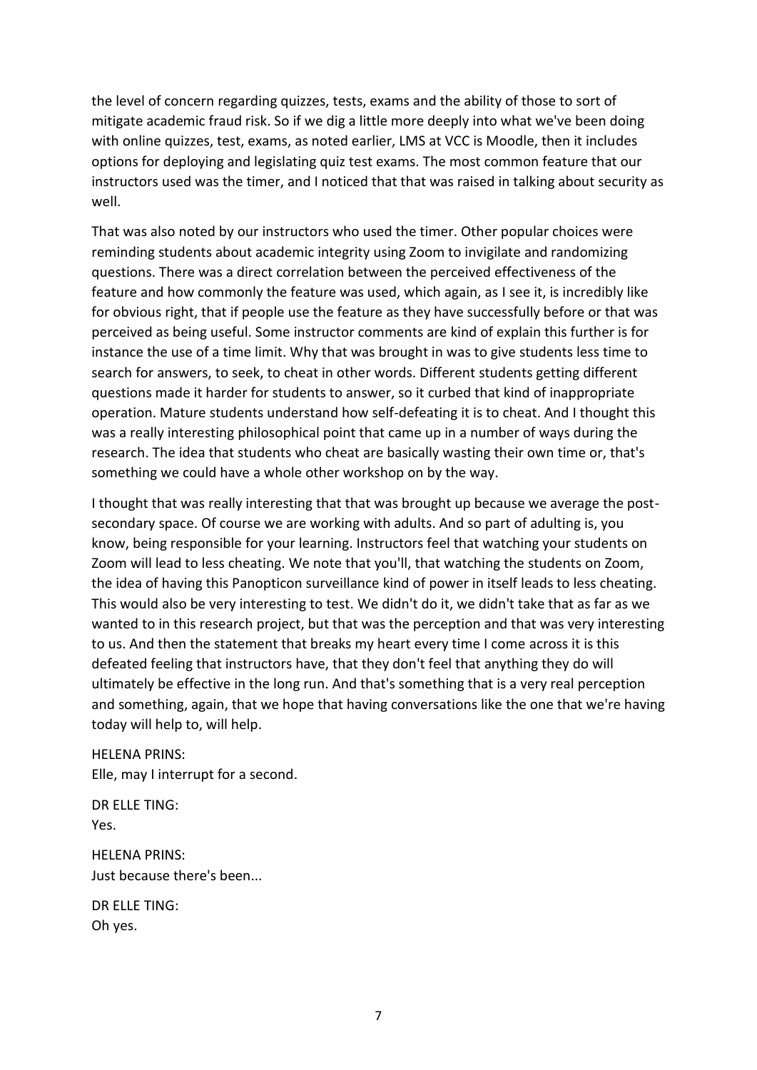the level of concern regarding quizzes, tests, exams and the ability of those to sort of mitigate academic fraud risk. So if we dig a little more deeply into what we've been doing with online quizzes, test, exams, as noted earlier, LMS at VCC is Moodle, then it includes options for deploying and legislating quiz test exams. The most common feature that our instructors used was the timer, and I noticed that that was raised in talking about security as well.

That was also noted by our instructors who used the timer. Other popular choices were reminding students about academic integrity using Zoom to invigilate and randomizing questions. There was a direct correlation between the perceived effectiveness of the feature and how commonly the feature was used, which again, as I see it, is incredibly like for obvious right, that if people use the feature as they have successfully before or that was perceived as being useful. Some instructor comments are kind of explain this further is for instance the use of a time limit. Why that was brought in was to give students less time to search for answers, to seek, to cheat in other words. Different students getting different questions made it harder for students to answer, so it curbed that kind of inappropriate operation. Mature students understand how self-defeating it is to cheat. And I thought this was a really interesting philosophical point that came up in a number of ways during the research. The idea that students who cheat are basically wasting their own time or, that's something we could have a whole other workshop on by the way.

I thought that was really interesting that that was brought up because we average the post-secondary space. Of course we are working with adults. And so part of adulting is, you know, being responsible for your learning. Instructors feel that watching your students on Zoom will lead to less cheating. We note that you'll, that watching the students on Zoom, the idea of having this Panopticon surveillance kind of power in itself leads to less cheating. This would also be very interesting to test. We didn't do it, we didn't take that as far as we wanted to in this research project, but that was the perception and that was very interesting to us. And then the statement that breaks my heart every time I come across it is this defeated feeling that instructors have, that they don't feel that anything they do will ultimately be effective in the long run. And that's something that is a very real perception and something, again, that we hope that having conversations like the one that we're having today will help to, will help.

HELENA PRINS:
Elle, may I interrupt for a second.

DR ELLE TING:
Yes.

HELENA PRINS:
Just because there's been...

DR ELLE TING:
Oh yes.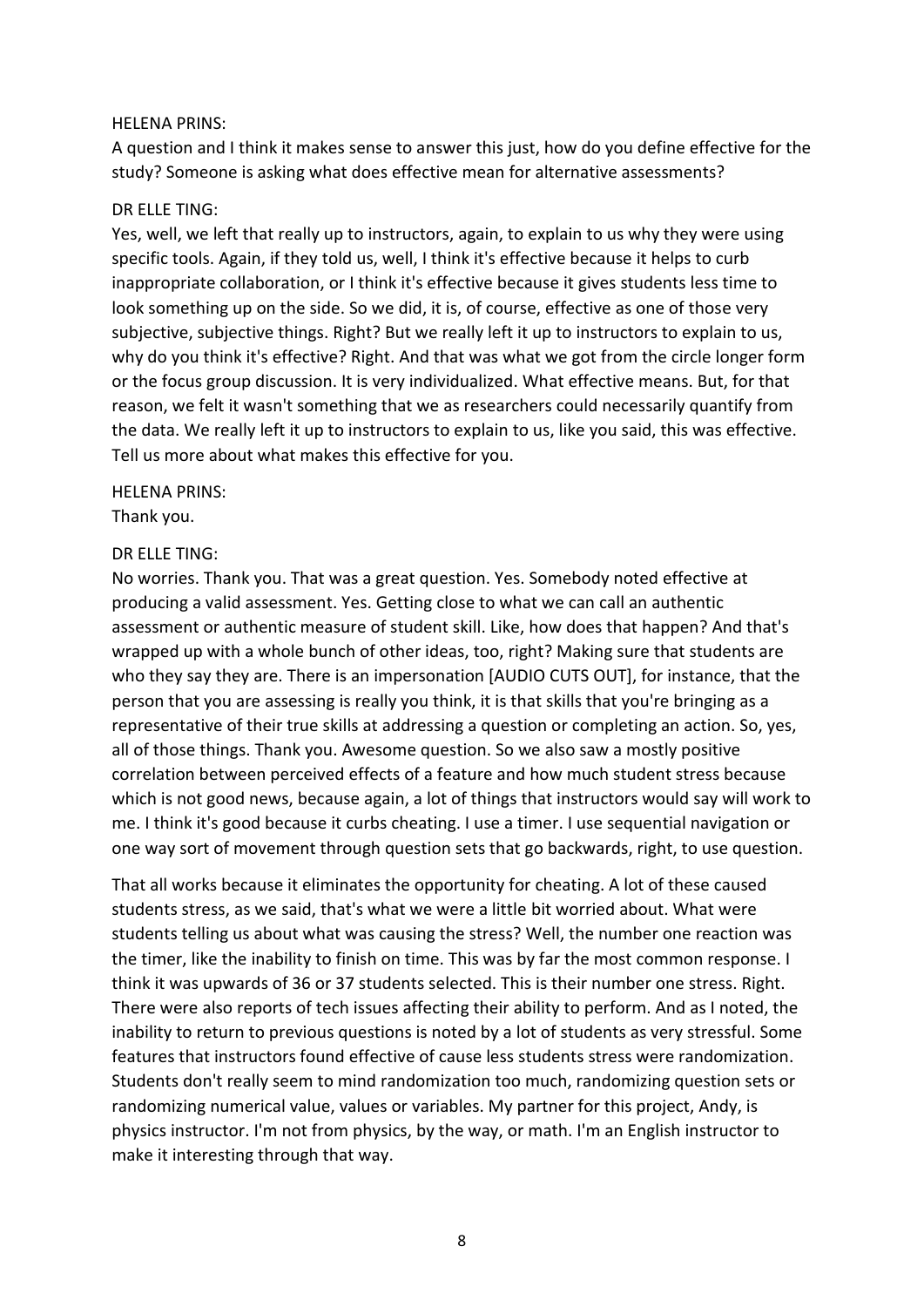HELENA PRINS:
A question and I think it makes sense to answer this just, how do you define effective for the study? Someone is asking what does effective mean for alternative assessments?

DR ELLE TING:
Yes, well, we left that really up to instructors, again, to explain to us why they were using specific tools. Again, if they told us, well, I think it's effective because it helps to curb inappropriate collaboration, or I think it's effective because it gives students less time to look something up on the side. So we did, it is, of course, effective as one of those very subjective, subjective things. Right? But we really left it up to instructors to explain to us, why do you think it's effective? Right. And that was what we got from the circle longer form or the focus group discussion. It is very individualized. What effective means. But, for that reason, we felt it wasn't something that we as researchers could necessarily quantify from the data. We really left it up to instructors to explain to us, like you said, this was effective. Tell us more about what makes this effective for you.

HELENA PRINS:
Thank you.

DR ELLE TING:
No worries. Thank you. That was a great question. Yes. Somebody noted effective at producing a valid assessment. Yes. Getting close to what we can call an authentic assessment or authentic measure of student skill. Like, how does that happen? And that's wrapped up with a whole bunch of other ideas, too, right? Making sure that students are who they say they are. There is an impersonation [AUDIO CUTS OUT], for instance, that the person that you are assessing is really you think, it is that skills that you're bringing as a representative of their true skills at addressing a question or completing an action. So, yes, all of those things. Thank you. Awesome question. So we also saw a mostly positive correlation between perceived effects of a feature and how much student stress because which is not good news, because again, a lot of things that instructors would say will work to me. I think it's good because it curbs cheating. I use a timer. I use sequential navigation or one way sort of movement through question sets that go backwards, right, to use question.

That all works because it eliminates the opportunity for cheating. A lot of these caused students stress, as we said, that's what we were a little bit worried about. What were students telling us about what was causing the stress? Well, the number one reaction was the timer, like the inability to finish on time. This was by far the most common response. I think it was upwards of 36 or 37 students selected. This is their number one stress. Right. There were also reports of tech issues affecting their ability to perform. And as I noted, the inability to return to previous questions is noted by a lot of students as very stressful. Some features that instructors found effective of cause less students stress were randomization. Students don't really seem to mind randomization too much, randomizing question sets or randomizing numerical value, values or variables. My partner for this project, Andy, is physics instructor. I'm not from physics, by the way, or math. I'm an English instructor to make it interesting through that way.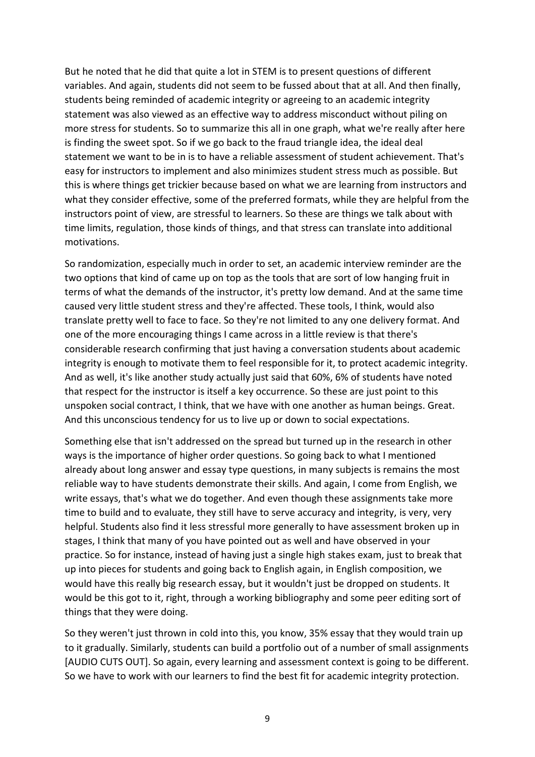But he noted that he did that quite a lot in STEM is to present questions of different variables. And again, students did not seem to be fussed about that at all. And then finally, students being reminded of academic integrity or agreeing to an academic integrity statement was also viewed as an effective way to address misconduct without piling on more stress for students. So to summarize this all in one graph, what we're really after here is finding the sweet spot. So if we go back to the fraud triangle idea, the ideal deal statement we want to be in is to have a reliable assessment of student achievement. That's easy for instructors to implement and also minimizes student stress much as possible. But this is where things get trickier because based on what we are learning from instructors and what they consider effective, some of the preferred formats, while they are helpful from the instructors point of view, are stressful to learners. So these are things we talk about with time limits, regulation, those kinds of things, and that stress can translate into additional motivations.

So randomization, especially much in order to set, an academic interview reminder are the two options that kind of came up on top as the tools that are sort of low hanging fruit in terms of what the demands of the instructor, it's pretty low demand. And at the same time caused very little student stress and they're affected. These tools, I think, would also translate pretty well to face to face. So they're not limited to any one delivery format. And one of the more encouraging things I came across in a little review is that there's considerable research confirming that just having a conversation students about academic integrity is enough to motivate them to feel responsible for it, to protect academic integrity. And as well, it's like another study actually just said that 60%, 6% of students have noted that respect for the instructor is itself a key occurrence. So these are just point to this unspoken social contract, I think, that we have with one another as human beings. Great. And this unconscious tendency for us to live up or down to social expectations.

Something else that isn't addressed on the spread but turned up in the research in other ways is the importance of higher order questions. So going back to what I mentioned already about long answer and essay type questions, in many subjects is remains the most reliable way to have students demonstrate their skills. And again, I come from English, we write essays, that's what we do together. And even though these assignments take more time to build and to evaluate, they still have to serve accuracy and integrity, is very, very helpful. Students also find it less stressful more generally to have assessment broken up in stages, I think that many of you have pointed out as well and have observed in your practice. So for instance, instead of having just a single high stakes exam, just to break that up into pieces for students and going back to English again, in English composition, we would have this really big research essay, but it wouldn't just be dropped on students. It would be this got to it, right, through a working bibliography and some peer editing sort of things that they were doing.

So they weren't just thrown in cold into this, you know, 35% essay that they would train up to it gradually. Similarly, students can build a portfolio out of a number of small assignments [AUDIO CUTS OUT]. So again, every learning and assessment context is going to be different. So we have to work with our learners to find the best fit for academic integrity protection.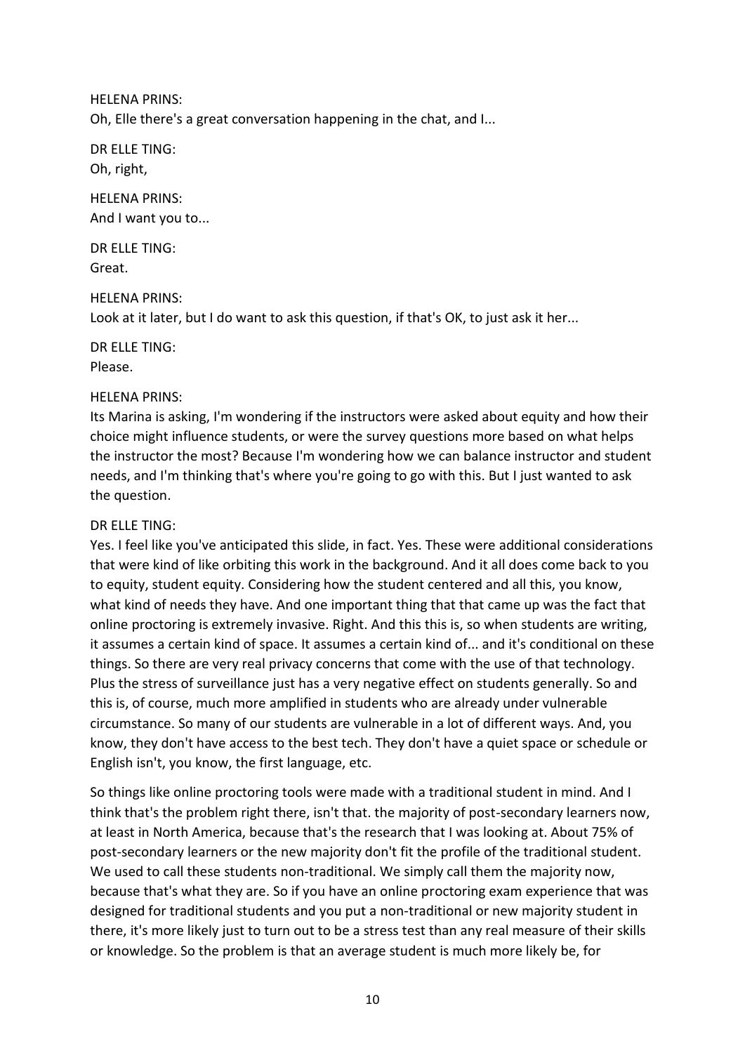HELENA PRINS:
Oh, Elle there's a great conversation happening in the chat, and I...

DR ELLE TING:
Oh, right,

HELENA PRINS:
And I want you to...

DR ELLE TING:
Great.

HELENA PRINS:
Look at it later, but I do want to ask this question, if that's OK, to just ask it her...

DR ELLE TING:
Please.

HELENA PRINS:
Its Marina is asking, I'm wondering if the instructors were asked about equity and how their choice might influence students, or were the survey questions more based on what helps the instructor the most? Because I'm wondering how we can balance instructor and student needs, and I'm thinking that's where you're going to go with this. But I just wanted to ask the question.

DR ELLE TING:
Yes. I feel like you've anticipated this slide, in fact. Yes. These were additional considerations that were kind of like orbiting this work in the background. And it all does come back to you to equity, student equity. Considering how the student centered and all this, you know, what kind of needs they have. And one important thing that that came up was the fact that online proctoring is extremely invasive. Right. And this this is, so when students are writing, it assumes a certain kind of space. It assumes a certain kind of... and it's conditional on these things. So there are very real privacy concerns that come with the use of that technology. Plus the stress of surveillance just has a very negative effect on students generally. So and this is, of course, much more amplified in students who are already under vulnerable circumstance. So many of our students are vulnerable in a lot of different ways. And, you know, they don't have access to the best tech. They don't have a quiet space or schedule or English isn't, you know, the first language, etc.

So things like online proctoring tools were made with a traditional student in mind. And I think that's the problem right there, isn't that. the majority of post-secondary learners now, at least in North America, because that's the research that I was looking at. About 75% of post-secondary learners or the new majority don't fit the profile of the traditional student. We used to call these students non-traditional. We simply call them the majority now, because that's what they are. So if you have an online proctoring exam experience that was designed for traditional students and you put a non-traditional or new majority student in there, it's more likely just to turn out to be a stress test than any real measure of their skills or knowledge. So the problem is that an average student is much more likely be, for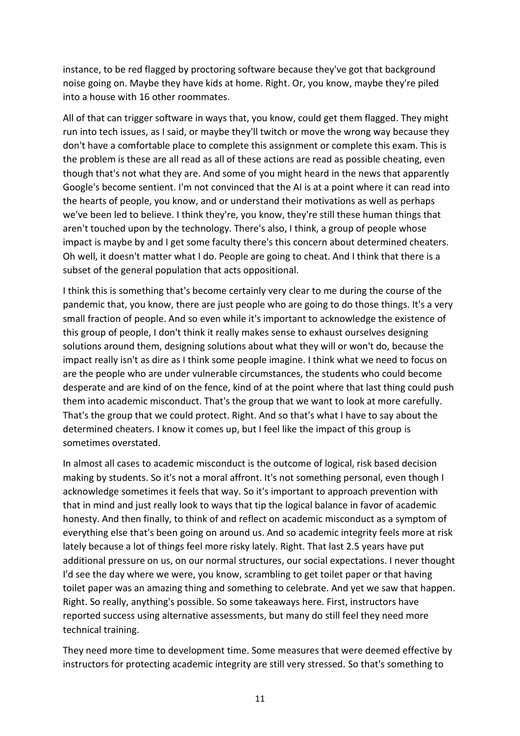instance, to be red flagged by proctoring software because they've got that background noise going on. Maybe they have kids at home. Right. Or, you know, maybe they're piled into a house with 16 other roommates.

All of that can trigger software in ways that, you know, could get them flagged. They might run into tech issues, as I said, or maybe they'll twitch or move the wrong way because they don't have a comfortable place to complete this assignment or complete this exam. This is the problem is these are all read as all of these actions are read as possible cheating, even though that's not what they are. And some of you might heard in the news that apparently Google's become sentient. I'm not convinced that the AI is at a point where it can read into the hearts of people, you know, and or understand their motivations as well as perhaps we've been led to believe. I think they're, you know, they're still these human things that aren't touched upon by the technology. There's also, I think, a group of people whose impact is maybe by and I get some faculty there's this concern about determined cheaters. Oh well, it doesn't matter what I do. People are going to cheat. And I think that there is a subset of the general population that acts oppositional.

I think this is something that's become certainly very clear to me during the course of the pandemic that, you know, there are just people who are going to do those things. It's a very small fraction of people. And so even while it's important to acknowledge the existence of this group of people, I don't think it really makes sense to exhaust ourselves designing solutions around them, designing solutions about what they will or won't do, because the impact really isn't as dire as I think some people imagine. I think what we need to focus on are the people who are under vulnerable circumstances, the students who could become desperate and are kind of on the fence, kind of at the point where that last thing could push them into academic misconduct. That's the group that we want to look at more carefully. That's the group that we could protect. Right. And so that's what I have to say about the determined cheaters. I know it comes up, but I feel like the impact of this group is sometimes overstated.

In almost all cases to academic misconduct is the outcome of logical, risk based decision making by students. So it's not a moral affront. It's not something personal, even though I acknowledge sometimes it feels that way. So it's important to approach prevention with that in mind and just really look to ways that tip the logical balance in favor of academic honesty. And then finally, to think of and reflect on academic misconduct as a symptom of everything else that's been going on around us. And so academic integrity feels more at risk lately because a lot of things feel more risky lately. Right. That last 2.5 years have put additional pressure on us, on our normal structures, our social expectations. I never thought I'd see the day where we were, you know, scrambling to get toilet paper or that having toilet paper was an amazing thing and something to celebrate. And yet we saw that happen. Right. So really, anything's possible. So some takeaways here. First, instructors have reported success using alternative assessments, but many do still feel they need more technical training.

They need more time to development time. Some measures that were deemed effective by instructors for protecting academic integrity are still very stressed. So that's something to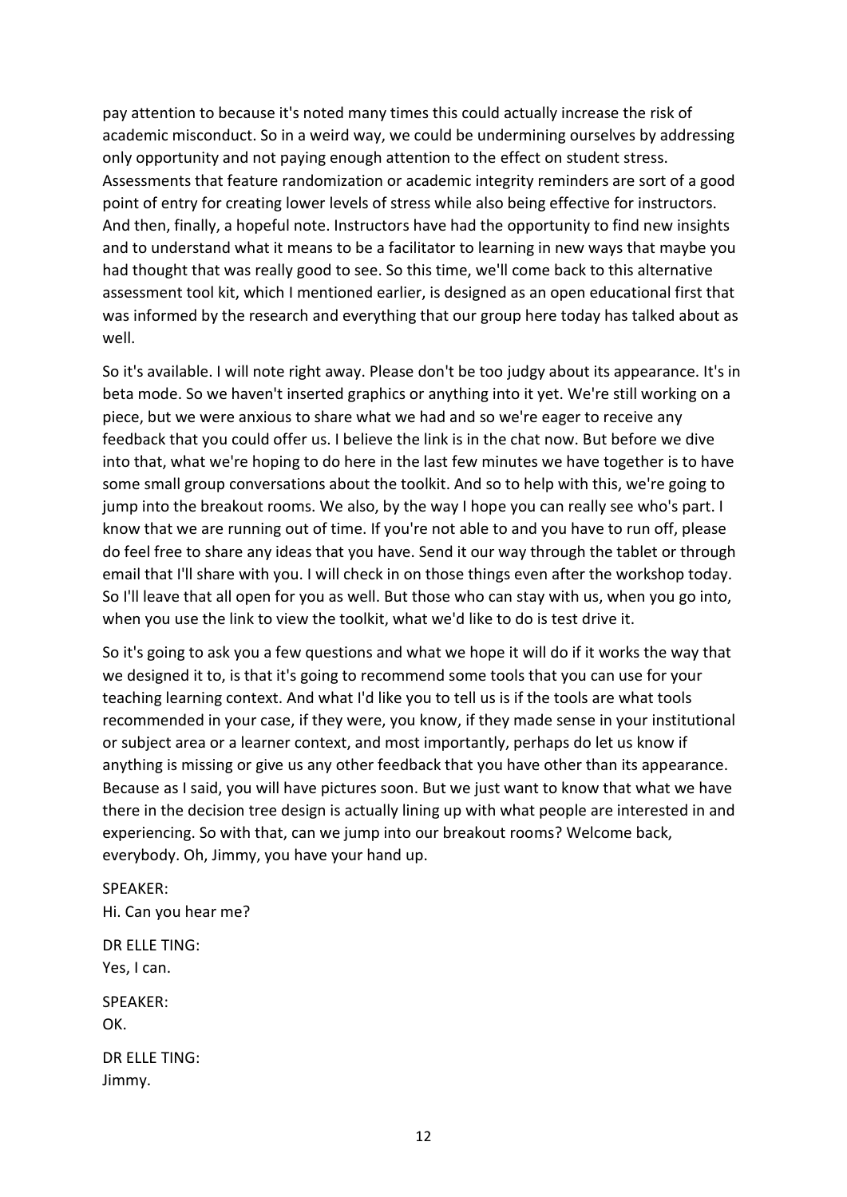pay attention to because it's noted many times this could actually increase the risk of academic misconduct. So in a weird way, we could be undermining ourselves by addressing only opportunity and not paying enough attention to the effect on student stress. Assessments that feature randomization or academic integrity reminders are sort of a good point of entry for creating lower levels of stress while also being effective for instructors. And then, finally, a hopeful note. Instructors have had the opportunity to find new insights and to understand what it means to be a facilitator to learning in new ways that maybe you had thought that was really good to see. So this time, we'll come back to this alternative assessment tool kit, which I mentioned earlier, is designed as an open educational first that was informed by the research and everything that our group here today has talked about as well.

So it's available. I will note right away. Please don't be too judgy about its appearance. It's in beta mode. So we haven't inserted graphics or anything into it yet. We're still working on a piece, but we were anxious to share what we had and so we're eager to receive any feedback that you could offer us. I believe the link is in the chat now. But before we dive into that, what we're hoping to do here in the last few minutes we have together is to have some small group conversations about the toolkit. And so to help with this, we're going to jump into the breakout rooms. We also, by the way I hope you can really see who's part. I know that we are running out of time. If you're not able to and you have to run off, please do feel free to share any ideas that you have. Send it our way through the tablet or through email that I'll share with you. I will check in on those things even after the workshop today. So I'll leave that all open for you as well. But those who can stay with us, when you go into, when you use the link to view the toolkit, what we'd like to do is test drive it.

So it's going to ask you a few questions and what we hope it will do if it works the way that we designed it to, is that it's going to recommend some tools that you can use for your teaching learning context. And what I'd like you to tell us is if the tools are what tools recommended in your case, if they were, you know, if they made sense in your institutional or subject area or a learner context, and most importantly, perhaps do let us know if anything is missing or give us any other feedback that you have other than its appearance. Because as I said, you will have pictures soon. But we just want to know that what we have there in the decision tree design is actually lining up with what people are interested in and experiencing. So with that, can we jump into our breakout rooms? Welcome back, everybody. Oh, Jimmy, you have your hand up.

SPEAKER:
Hi. Can you hear me?

DR ELLE TING:
Yes, I can.

SPEAKER:
OK.

DR ELLE TING:
Jimmy.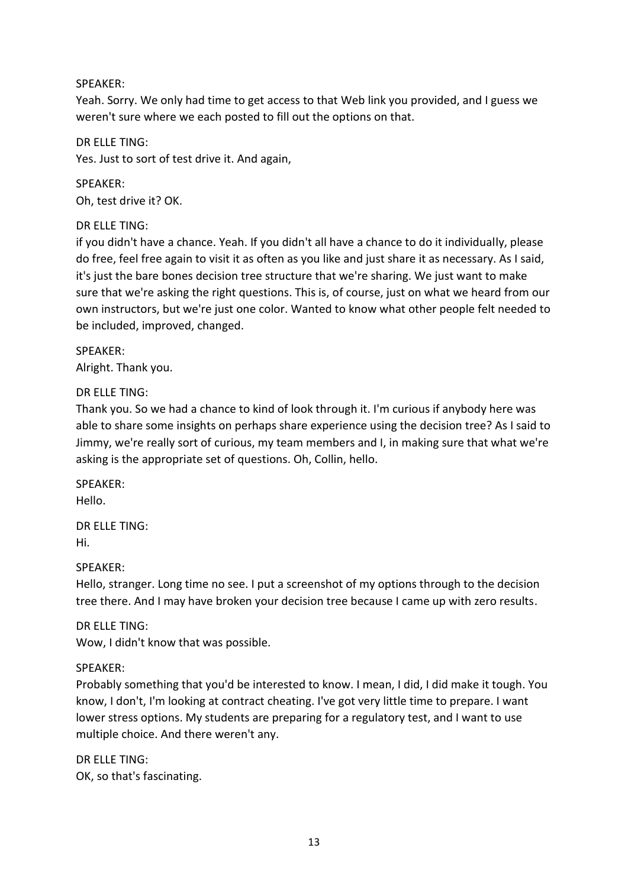SPEAKER:

Yeah. Sorry. We only had time to get access to that Web link you provided, and I guess we weren't sure where we each posted to fill out the options on that.

DR ELLE TING:

Yes. Just to sort of test drive it. And again,

SPEAKER:

Oh, test drive it? OK.

DR ELLE TING:

if you didn't have a chance. Yeah. If you didn't all have a chance to do it individually, please do free, feel free again to visit it as often as you like and just share it as necessary. As I said, it's just the bare bones decision tree structure that we're sharing. We just want to make sure that we're asking the right questions. This is, of course, just on what we heard from our own instructors, but we're just one color. Wanted to know what other people felt needed to be included, improved, changed.

SPEAKER:

Alright. Thank you.

DR ELLE TING:

Thank you. So we had a chance to kind of look through it. I'm curious if anybody here was able to share some insights on perhaps share experience using the decision tree? As I said to Jimmy, we're really sort of curious, my team members and I, in making sure that what we're asking is the appropriate set of questions. Oh, Collin, hello.

SPEAKER:

Hello.

DR ELLE TING:

Hi.

SPEAKER:

Hello, stranger. Long time no see. I put a screenshot of my options through to the decision tree there. And I may have broken your decision tree because I came up with zero results.

DR ELLE TING:

Wow, I didn't know that was possible.

SPEAKER:

Probably something that you'd be interested to know. I mean, I did, I did make it tough. You know, I don't, I'm looking at contract cheating. I've got very little time to prepare. I want lower stress options. My students are preparing for a regulatory test, and I want to use multiple choice. And there weren't any.

DR ELLE TING:

OK, so that's fascinating.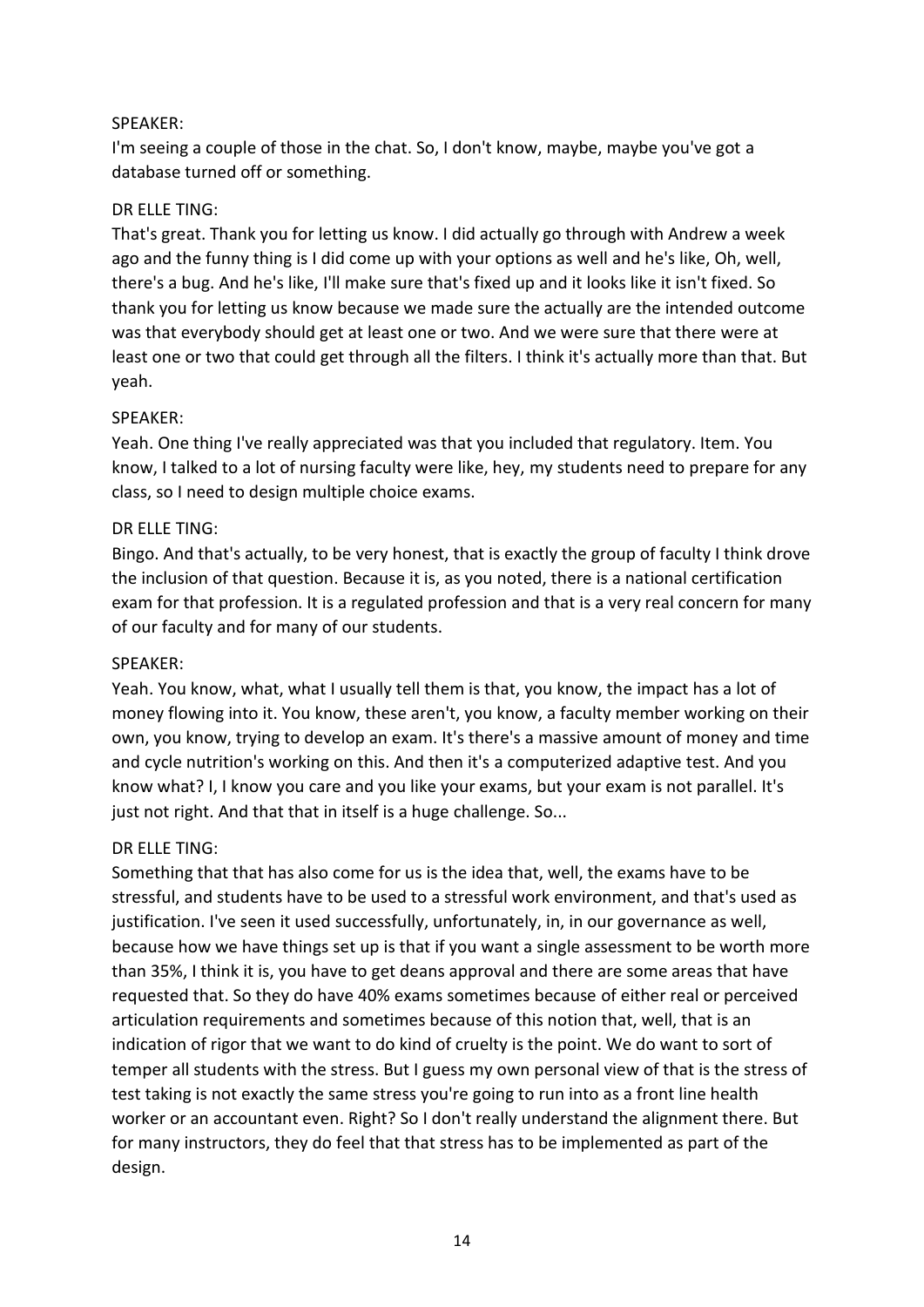SPEAKER:

I'm seeing a couple of those in the chat. So, I don't know, maybe, maybe you've got a database turned off or something.

DR ELLE TING:

That's great. Thank you for letting us know. I did actually go through with Andrew a week ago and the funny thing is I did come up with your options as well and he's like, Oh, well, there's a bug. And he's like, I'll make sure that's fixed up and it looks like it isn't fixed. So thank you for letting us know because we made sure the actually are the intended outcome was that everybody should get at least one or two. And we were sure that there were at least one or two that could get through all the filters. I think it's actually more than that. But yeah.

SPEAKER:

Yeah. One thing I've really appreciated was that you included that regulatory. Item. You know, I talked to a lot of nursing faculty were like, hey, my students need to prepare for any class, so I need to design multiple choice exams.

DR ELLE TING:

Bingo. And that's actually, to be very honest, that is exactly the group of faculty I think drove the inclusion of that question. Because it is, as you noted, there is a national certification exam for that profession. It is a regulated profession and that is a very real concern for many of our faculty and for many of our students.

SPEAKER:

Yeah. You know, what, what I usually tell them is that, you know, the impact has a lot of money flowing into it. You know, these aren't, you know, a faculty member working on their own, you know, trying to develop an exam. It's there's a massive amount of money and time and cycle nutrition's working on this. And then it's a computerized adaptive test. And you know what? I, I know you care and you like your exams, but your exam is not parallel. It's just not right. And that that in itself is a huge challenge. So...

DR ELLE TING:

Something that that has also come for us is the idea that, well, the exams have to be stressful, and students have to be used to a stressful work environment, and that's used as justification. I've seen it used successfully, unfortunately, in, in our governance as well, because how we have things set up is that if you want a single assessment to be worth more than 35%, I think it is, you have to get deans approval and there are some areas that have requested that. So they do have 40% exams sometimes because of either real or perceived articulation requirements and sometimes because of this notion that, well, that is an indication of rigor that we want to do kind of cruelty is the point. We do want to sort of temper all students with the stress. But I guess my own personal view of that is the stress of test taking is not exactly the same stress you're going to run into as a front line health worker or an accountant even. Right? So I don't really understand the alignment there. But for many instructors, they do feel that that stress has to be implemented as part of the design.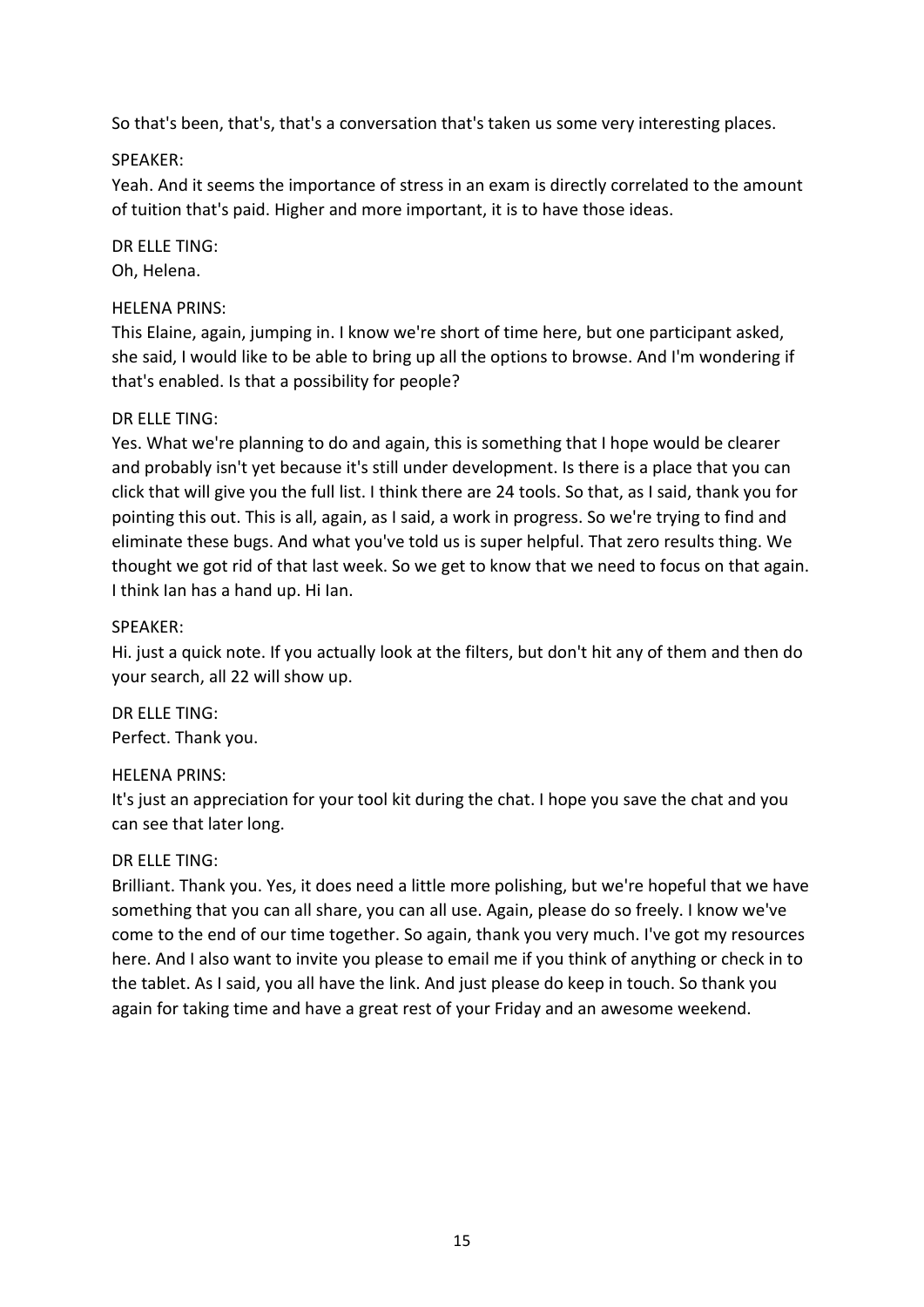So that's been, that's, that's a conversation that's taken us some very interesting places.

SPEAKER:
Yeah. And it seems the importance of stress in an exam is directly correlated to the amount of tuition that's paid. Higher and more important, it is to have those ideas.

DR ELLE TING:
Oh, Helena.

HELENA PRINS:
This Elaine, again, jumping in. I know we're short of time here, but one participant asked, she said, I would like to be able to bring up all the options to browse. And I'm wondering if that's enabled. Is that a possibility for people?

DR ELLE TING:
Yes. What we're planning to do and again, this is something that I hope would be clearer and probably isn't yet because it's still under development. Is there is a place that you can click that will give you the full list. I think there are 24 tools. So that, as I said, thank you for pointing this out. This is all, again, as I said, a work in progress. So we're trying to find and eliminate these bugs. And what you've told us is super helpful. That zero results thing. We thought we got rid of that last week. So we get to know that we need to focus on that again. I think Ian has a hand up. Hi Ian.

SPEAKER:
Hi. just a quick note. If you actually look at the filters, but don't hit any of them and then do your search, all 22 will show up.

DR ELLE TING:
Perfect. Thank you.

HELENA PRINS:
It's just an appreciation for your tool kit during the chat. I hope you save the chat and you can see that later long.

DR ELLE TING:
Brilliant. Thank you. Yes, it does need a little more polishing, but we're hopeful that we have something that you can all share, you can all use. Again, please do so freely. I know we've come to the end of our time together. So again, thank you very much. I've got my resources here. And I also want to invite you please to email me if you think of anything or check in to the tablet. As I said, you all have the link. And just please do keep in touch. So thank you again for taking time and have a great rest of your Friday and an awesome weekend.